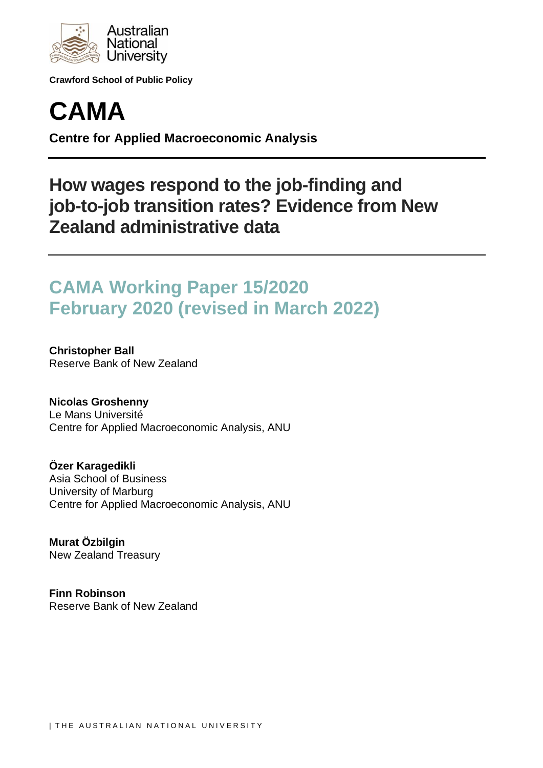Australian National University

**Crawford School of Public Policy**

# CAMA

**Centre for Applied Macroeconomic Analysis**

## How wages respond to the job-finding and job-to-job transition rates? Evidence from New Zealand administrative data

## CAMA Working Paper 15/2020
## February 2020 (revised in March 2022)

**Christopher Ball**
Reserve Bank of New Zealand

**Nicolas Groshenny**
Le Mans Université
Centre for Applied Macroeconomic Analysis, ANU

**Özer Karagedikli**
Asia School of Business
University of Marburg
Centre for Applied Macroeconomic Analysis, ANU

**Murat Özbilgin**
New Zealand Treasury

**Finn Robinson**
Reserve Bank of New Zealand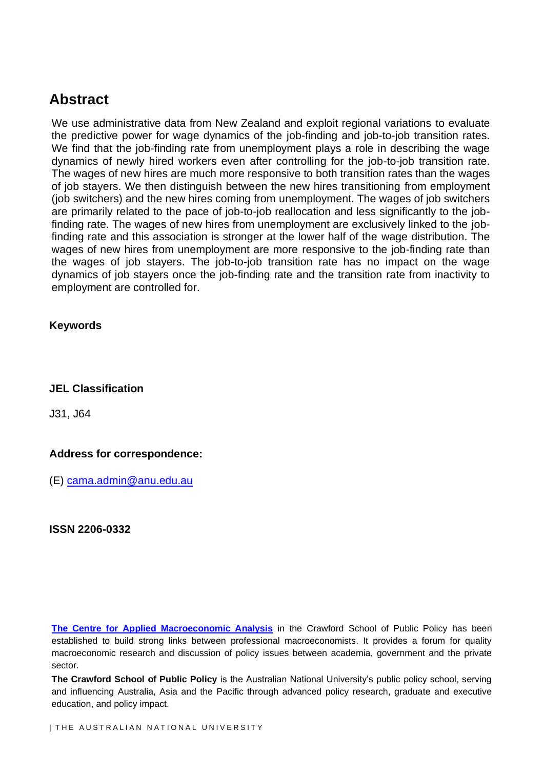## Abstract

We use administrative data from New Zealand and exploit regional variations to evaluate the predictive power for wage dynamics of the job-finding and job-to-job transition rates. We find that the job-finding rate from unemployment plays a role in describing the wage dynamics of newly hired workers even after controlling for the job-to-job transition rate. The wages of new hires are much more responsive to both transition rates than the wages of job stayers. We then distinguish between the new hires transitioning from employment (job switchers) and the new hires coming from unemployment. The wages of job switchers are primarily related to the pace of job-to-job reallocation and less significantly to the job-finding rate. The wages of new hires from unemployment are exclusively linked to the job-finding rate and this association is stronger at the lower half of the wage distribution. The wages of new hires from unemployment are more responsive to the job-finding rate than the wages of job stayers. The job-to-job transition rate has no impact on the wage dynamics of job stayers once the job-finding rate and the transition rate from inactivity to employment are controlled for.

**Keywords**

**JEL Classification**

J31, J64

**Address for correspondence:**

(E) cama.admin@anu.edu.au

**ISSN 2206-0332**

**The Centre for Applied Macroeconomic Analysis** in the Crawford School of Public Policy has been established to build strong links between professional macroeconomists. It provides a forum for quality macroeconomic research and discussion of policy issues between academia, government and the private sector.

**The Crawford School of Public Policy** is the Australian National University's public policy school, serving and influencing Australia, Asia and the Pacific through advanced policy research, graduate and executive education, and policy impact.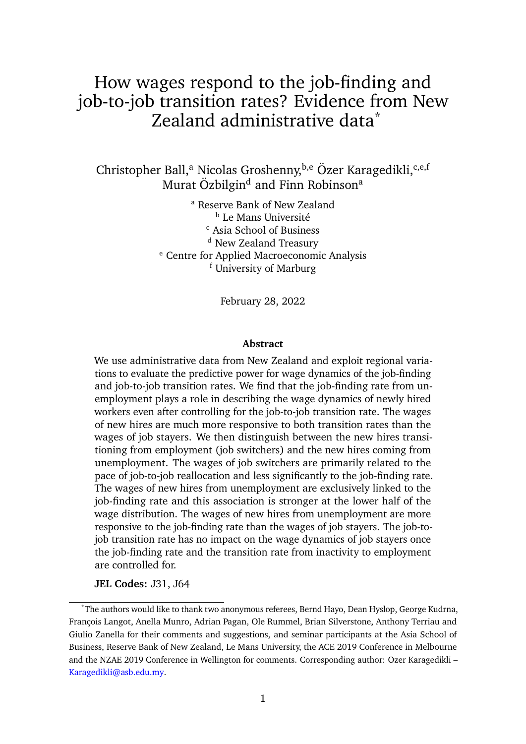# How wages respond to the job-finding and job-to-job transition rates? Evidence from New Zealand administrative data*

Christopher Ball,[a] Nicolas Groshenny,[b,e] Özer Karagedikli,[c,e,f] Murat Özbilgin[d] and Finn Robinson[a]

[a] Reserve Bank of New Zealand
[b] Le Mans Université
[c] Asia School of Business
[d] New Zealand Treasury
[e] Centre for Applied Macroeconomic Analysis
[f] University of Marburg

February 28, 2022

**Abstract**

We use administrative data from New Zealand and exploit regional variations to evaluate the predictive power for wage dynamics of the job-finding and job-to-job transition rates. We find that the job-finding rate from unemployment plays a role in describing the wage dynamics of newly hired workers even after controlling for the job-to-job transition rate. The wages of new hires are much more responsive to both transition rates than the wages of job stayers. We then distinguish between the new hires transitioning from employment (job switchers) and the new hires coming from unemployment. The wages of job switchers are primarily related to the pace of job-to-job reallocation and less significantly to the job-finding rate. The wages of new hires from unemployment are exclusively linked to the job-finding rate and this association is stronger at the lower half of the wage distribution. The wages of new hires from unemployment are more responsive to the job-finding rate than the wages of job stayers. The job-to-job transition rate has no impact on the wage dynamics of job stayers once the job-finding rate and the transition rate from inactivity to employment are controlled for.

**JEL Codes:** J31, J64

*The authors would like to thank two anonymous referees, Bernd Hayo, Dean Hyslop, George Kudrna, François Langot, Anella Munro, Adrian Pagan, Ole Rummel, Brian Silverstone, Anthony Terriau and Giulio Zanella for their comments and suggestions, and seminar participants at the Asia School of Business, Reserve Bank of New Zealand, Le Mans University, the ACE 2019 Conference in Melbourne and the NZAE 2019 Conference in Wellington for comments. Corresponding author: Ozer Karagedikli – Karagedikli@asb.edu.my.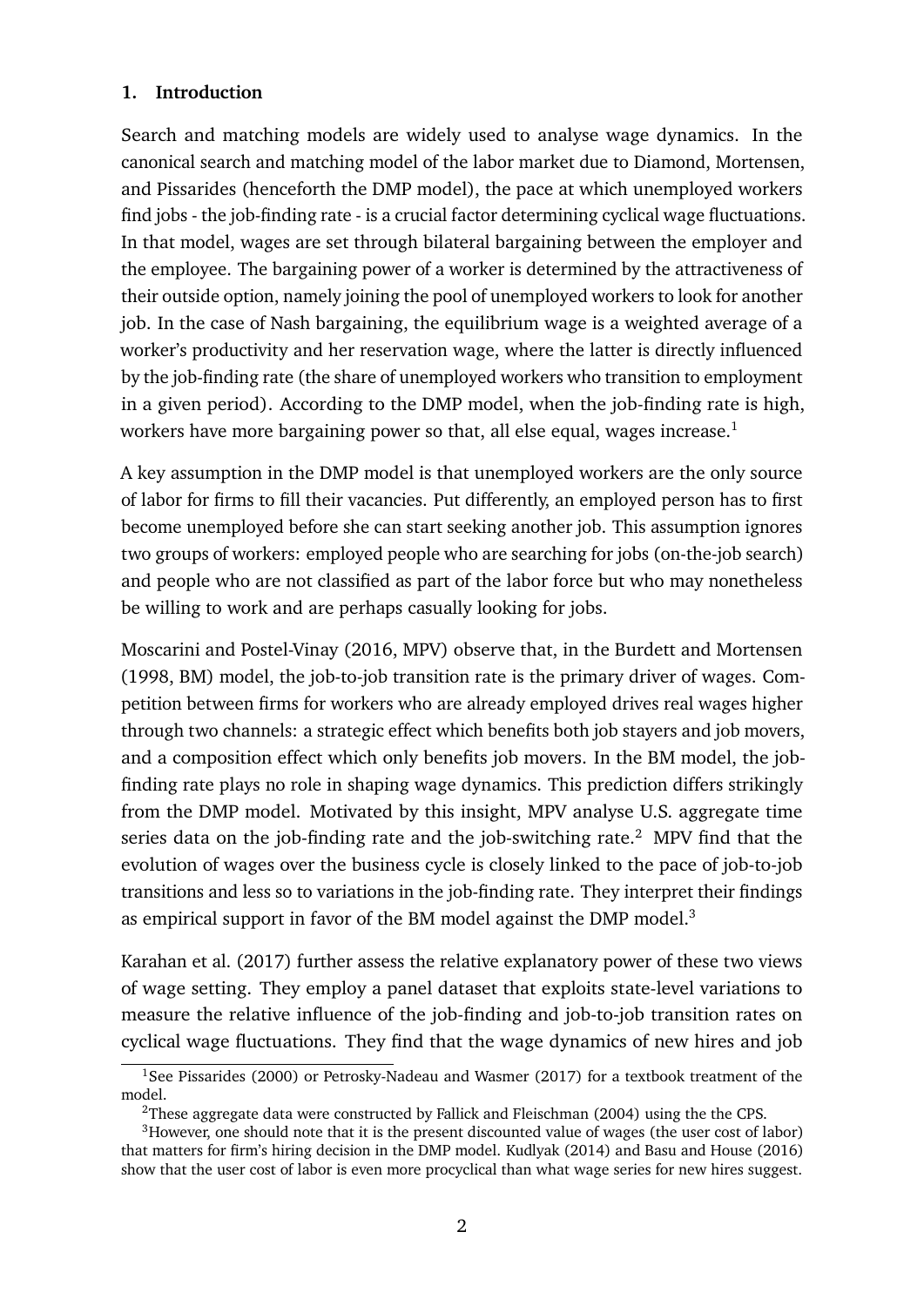## 1. Introduction

Search and matching models are widely used to analyse wage dynamics. In the canonical search and matching model of the labor market due to Diamond, Mortensen, and Pissarides (henceforth the DMP model), the pace at which unemployed workers find jobs - the job-finding rate - is a crucial factor determining cyclical wage fluctuations. In that model, wages are set through bilateral bargaining between the employer and the employee. The bargaining power of a worker is determined by the attractiveness of their outside option, namely joining the pool of unemployed workers to look for another job. In the case of Nash bargaining, the equilibrium wage is a weighted average of a worker's productivity and her reservation wage, where the latter is directly influenced by the job-finding rate (the share of unemployed workers who transition to employment in a given period). According to the DMP model, when the job-finding rate is high, workers have more bargaining power so that, all else equal, wages increase.[1]

A key assumption in the DMP model is that unemployed workers are the only source of labor for firms to fill their vacancies. Put differently, an employed person has to first become unemployed before she can start seeking another job. This assumption ignores two groups of workers: employed people who are searching for jobs (on-the-job search) and people who are not classified as part of the labor force but who may nonetheless be willing to work and are perhaps casually looking for jobs.

Moscarini and Postel-Vinay (2016, MPV) observe that, in the Burdett and Mortensen (1998, BM) model, the job-to-job transition rate is the primary driver of wages. Competition between firms for workers who are already employed drives real wages higher through two channels: a strategic effect which benefits both job stayers and job movers, and a composition effect which only benefits job movers. In the BM model, the job-finding rate plays no role in shaping wage dynamics. This prediction differs strikingly from the DMP model. Motivated by this insight, MPV analyse U.S. aggregate time series data on the job-finding rate and the job-switching rate.[2] MPV find that the evolution of wages over the business cycle is closely linked to the pace of job-to-job transitions and less so to variations in the job-finding rate. They interpret their findings as empirical support in favor of the BM model against the DMP model.[3]

Karahan et al. (2017) further assess the relative explanatory power of these two views of wage setting. They employ a panel dataset that exploits state-level variations to measure the relative influence of the job-finding and job-to-job transition rates on cyclical wage fluctuations. They find that the wage dynamics of new hires and job

[1] See Pissarides (2000) or Petrosky-Nadeau and Wasmer (2017) for a textbook treatment of the model.

[2] These aggregate data were constructed by Fallick and Fleischman (2004) using the the CPS.

[3] However, one should note that it is the present discounted value of wages (the user cost of labor) that matters for firm's hiring decision in the DMP model. Kudlyak (2014) and Basu and House (2016) show that the user cost of labor is even more procyclical than what wage series for new hires suggest.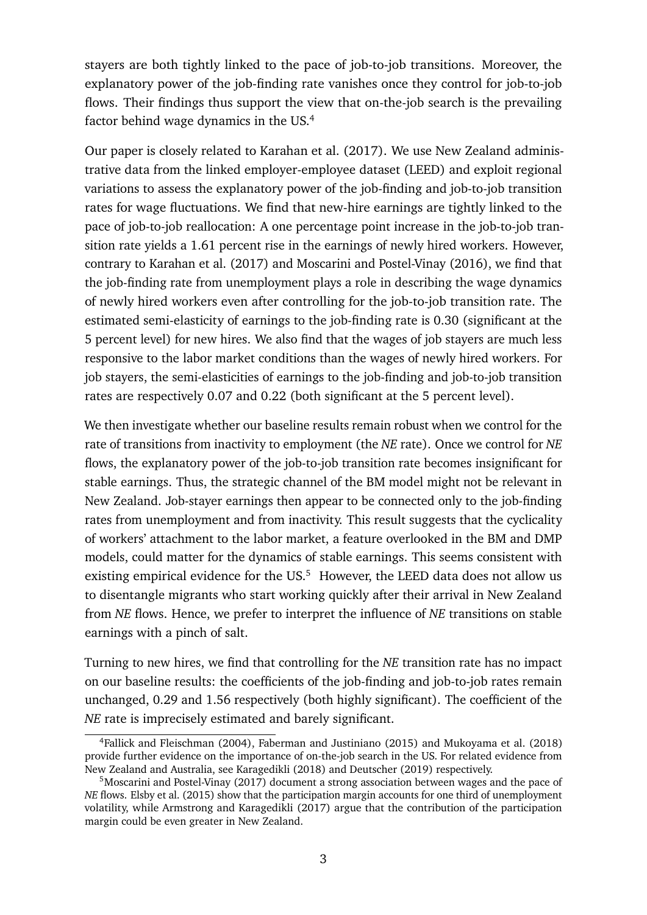stayers are both tightly linked to the pace of job-to-job transitions. Moreover, the explanatory power of the job-finding rate vanishes once they control for job-to-job flows. Their findings thus support the view that on-the-job search is the prevailing factor behind wage dynamics in the US.[4]

Our paper is closely related to Karahan et al. (2017). We use New Zealand administrative data from the linked employer-employee dataset (LEED) and exploit regional variations to assess the explanatory power of the job-finding and job-to-job transition rates for wage fluctuations. We find that new-hire earnings are tightly linked to the pace of job-to-job reallocation: A one percentage point increase in the job-to-job transition rate yields a 1.61 percent rise in the earnings of newly hired workers. However, contrary to Karahan et al. (2017) and Moscarini and Postel-Vinay (2016), we find that the job-finding rate from unemployment plays a role in describing the wage dynamics of newly hired workers even after controlling for the job-to-job transition rate. The estimated semi-elasticity of earnings to the job-finding rate is 0.30 (significant at the 5 percent level) for new hires. We also find that the wages of job stayers are much less responsive to the labor market conditions than the wages of newly hired workers. For job stayers, the semi-elasticities of earnings to the job-finding and job-to-job transition rates are respectively 0.07 and 0.22 (both significant at the 5 percent level).

We then investigate whether our baseline results remain robust when we control for the rate of transitions from inactivity to employment (the *NE* rate). Once we control for *NE* flows, the explanatory power of the job-to-job transition rate becomes insignificant for stable earnings. Thus, the strategic channel of the BM model might not be relevant in New Zealand. Job-stayer earnings then appear to be connected only to the job-finding rates from unemployment and from inactivity. This result suggests that the cyclicality of workers' attachment to the labor market, a feature overlooked in the BM and DMP models, could matter for the dynamics of stable earnings. This seems consistent with existing empirical evidence for the US.[5] However, the LEED data does not allow us to disentangle migrants who start working quickly after their arrival in New Zealand from *NE* flows. Hence, we prefer to interpret the influence of *NE* transitions on stable earnings with a pinch of salt.

Turning to new hires, we find that controlling for the *NE* transition rate has no impact on our baseline results: the coefficients of the job-finding and job-to-job rates remain unchanged, 0.29 and 1.56 respectively (both highly significant). The coefficient of the *NE* rate is imprecisely estimated and barely significant.

[4]Fallick and Fleischman (2004), Faberman and Justiniano (2015) and Mukoyama et al. (2018) provide further evidence on the importance of on-the-job search in the US. For related evidence from New Zealand and Australia, see Karagedikli (2018) and Deutscher (2019) respectively.

[5]Moscarini and Postel-Vinay (2017) document a strong association between wages and the pace of *NE* flows. Elsby et al. (2015) show that the participation margin accounts for one third of unemployment volatility, while Armstrong and Karagedikli (2017) argue that the contribution of the participation margin could be even greater in New Zealand.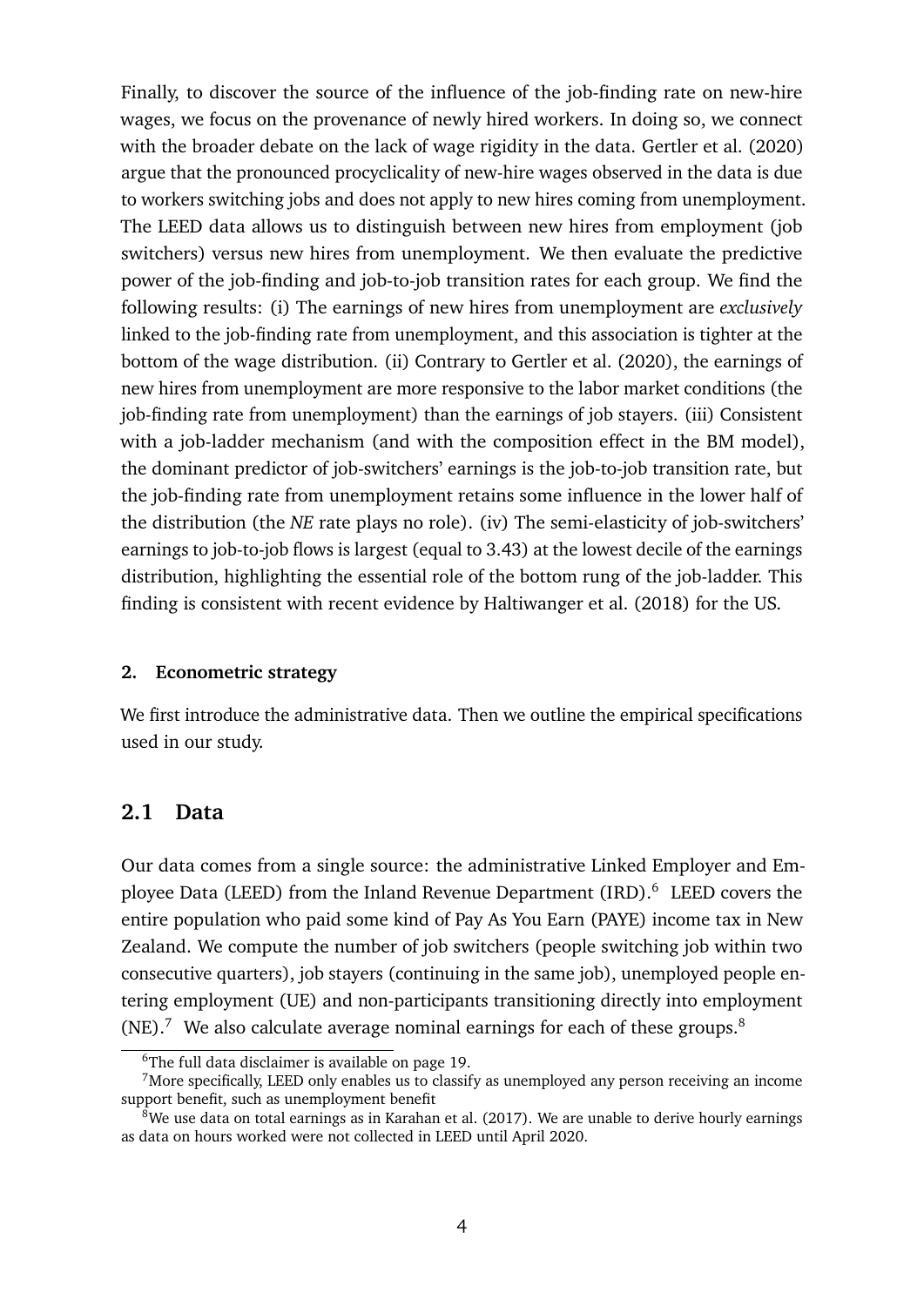Finally, to discover the source of the influence of the job-finding rate on new-hire wages, we focus on the provenance of newly hired workers. In doing so, we connect with the broader debate on the lack of wage rigidity in the data. Gertler et al. (2020) argue that the pronounced procyclicality of new-hire wages observed in the data is due to workers switching jobs and does not apply to new hires coming from unemployment. The LEED data allows us to distinguish between new hires from employment (job switchers) versus new hires from unemployment. We then evaluate the predictive power of the job-finding and job-to-job transition rates for each group. We find the following results: (i) The earnings of new hires from unemployment are *exclusively* linked to the job-finding rate from unemployment, and this association is tighter at the bottom of the wage distribution. (ii) Contrary to Gertler et al. (2020), the earnings of new hires from unemployment are more responsive to the labor market conditions (the job-finding rate from unemployment) than the earnings of job stayers. (iii) Consistent with a job-ladder mechanism (and with the composition effect in the BM model), the dominant predictor of job-switchers' earnings is the job-to-job transition rate, but the job-finding rate from unemployment retains some influence in the lower half of the distribution (the *NE* rate plays no role). (iv) The semi-elasticity of job-switchers' earnings to job-to-job flows is largest (equal to 3.43) at the lowest decile of the earnings distribution, highlighting the essential role of the bottom rung of the job-ladder. This finding is consistent with recent evidence by Haltiwanger et al. (2018) for the US.

## 2. Econometric strategy

We first introduce the administrative data. Then we outline the empirical specifications used in our study.

### 2.1 Data

Our data comes from a single source: the administrative Linked Employer and Employee Data (LEED) from the Inland Revenue Department (IRD).[6] LEED covers the entire population who paid some kind of Pay As You Earn (PAYE) income tax in New Zealand. We compute the number of job switchers (people switching job within two consecutive quarters), job stayers (continuing in the same job), unemployed people entering employment (UE) and non-participants transitioning directly into employment (NE).[7] We also calculate average nominal earnings for each of these groups.[8]

---

[6] The full data disclaimer is available on page 19.

[7] More specifically, LEED only enables us to classify as unemployed any person receiving an income support benefit, such as unemployment benefit

[8] We use data on total earnings as in Karahan et al. (2017). We are unable to derive hourly earnings as data on hours worked were not collected in LEED until April 2020.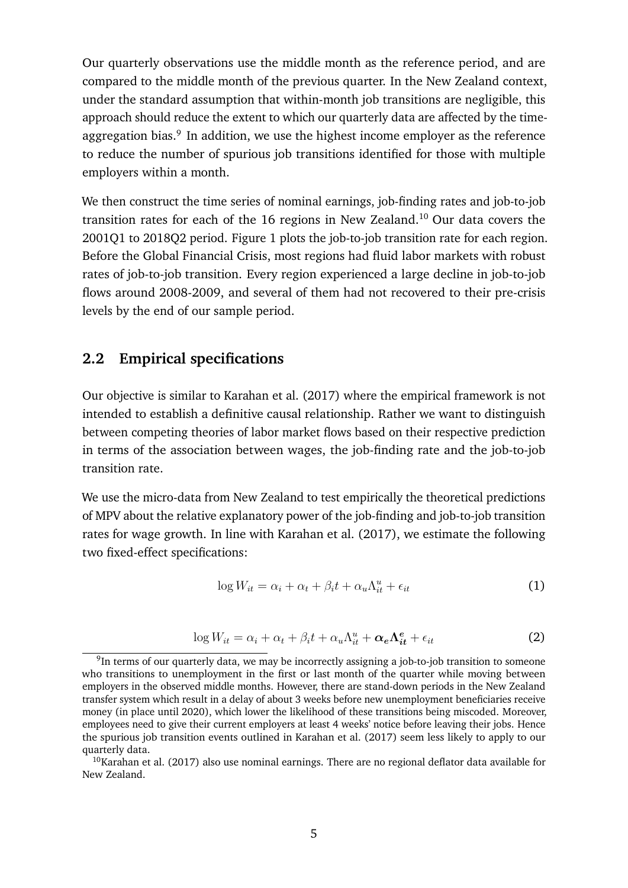Our quarterly observations use the middle month as the reference period, and are compared to the middle month of the previous quarter. In the New Zealand context, under the standard assumption that within-month job transitions are negligible, this approach should reduce the extent to which our quarterly data are affected by the time-aggregation bias.[9] In addition, we use the highest income employer as the reference to reduce the number of spurious job transitions identified for those with multiple employers within a month.

We then construct the time series of nominal earnings, job-finding rates and job-to-job transition rates for each of the 16 regions in New Zealand.[10] Our data covers the 2001Q1 to 2018Q2 period. Figure 1 plots the job-to-job transition rate for each region. Before the Global Financial Crisis, most regions had fluid labor markets with robust rates of job-to-job transition. Every region experienced a large decline in job-to-job flows around 2008-2009, and several of them had not recovered to their pre-crisis levels by the end of our sample period.

## 2.2 Empirical specifications

Our objective is similar to Karahan et al. (2017) where the empirical framework is not intended to establish a definitive causal relationship. Rather we want to distinguish between competing theories of labor market flows based on their respective prediction in terms of the association between wages, the job-finding rate and the job-to-job transition rate.

We use the micro-data from New Zealand to test empirically the theoretical predictions of MPV about the relative explanatory power of the job-finding and job-to-job transition rates for wage growth. In line with Karahan et al. (2017), we estimate the following two fixed-effect specifications:

$$\log W_{it} = \alpha_i + \alpha_t + \beta_i t + \alpha_u \Lambda^u_{it} + \epsilon_{it} \tag{1}$$

$$\log W_{it} = \alpha_i + \alpha_t + \beta_i t + \alpha_u \Lambda^u_{it} + \boldsymbol{\alpha_e \Lambda^e_{it}} + \epsilon_{it} \tag{2}$$

[9] In terms of our quarterly data, we may be incorrectly assigning a job-to-job transition to someone who transitions to unemployment in the first or last month of the quarter while moving between employers in the observed middle months. However, there are stand-down periods in the New Zealand transfer system which result in a delay of about 3 weeks before new unemployment beneficiaries receive money (in place until 2020), which lower the likelihood of these transitions being miscoded. Moreover, employees need to give their current employers at least 4 weeks' notice before leaving their jobs. Hence the spurious job transition events outlined in Karahan et al. (2017) seem less likely to apply to our quarterly data.

[10] Karahan et al. (2017) also use nominal earnings. There are no regional deflator data available for New Zealand.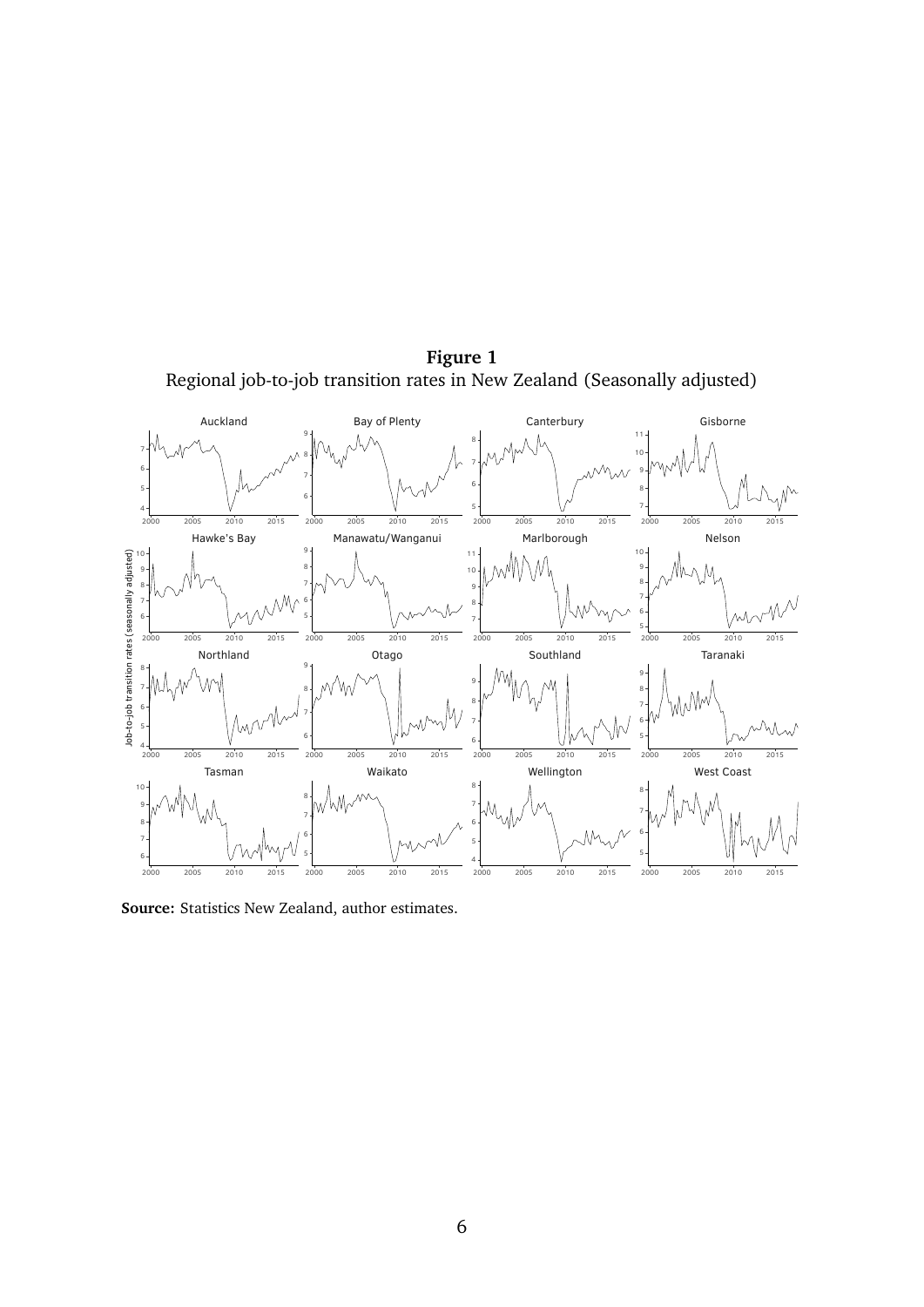**Figure 1**
Regional job-to-job transition rates in New Zealand (Seasonally adjusted)

**Source:** Statistics New Zealand, author estimates.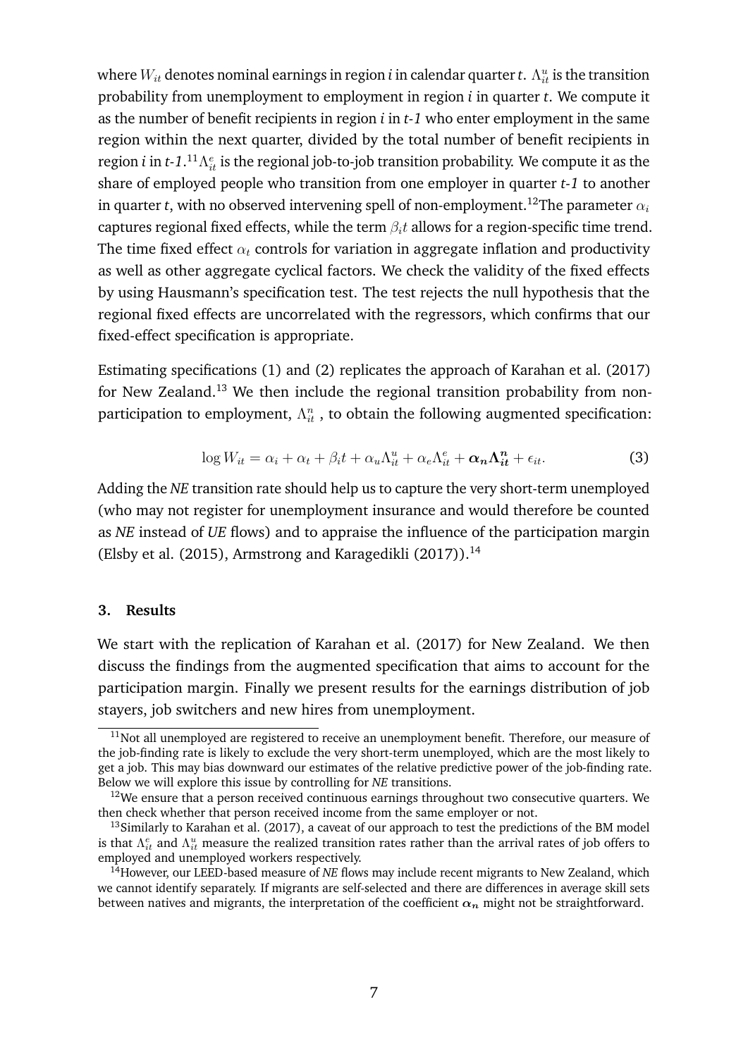where $W_{it}$ denotes nominal earnings in region *i* in calendar quarter *t*. $\Lambda^u_{it}$ is the transition probability from unemployment to employment in region *i* in quarter *t*. We compute it as the number of benefit recipients in region *i* in *t-1* who enter employment in the same region within the next quarter, divided by the total number of benefit recipients in region *i* in *t-1*.[11] $\Lambda^e_{it}$ is the regional job-to-job transition probability. We compute it as the share of employed people who transition from one employer in quarter *t-1* to another in quarter *t*, with no observed intervening spell of non-employment.[12] The parameter $\alpha_i$ captures regional fixed effects, while the term $\beta_i t$ allows for a region-specific time trend. The time fixed effect $\alpha_t$ controls for variation in aggregate inflation and productivity as well as other aggregate cyclical factors. We check the validity of the fixed effects by using Hausmann's specification test. The test rejects the null hypothesis that the regional fixed effects are uncorrelated with the regressors, which confirms that our fixed-effect specification is appropriate.

Estimating specifications (1) and (2) replicates the approach of Karahan et al. (2017) for New Zealand.[13] We then include the regional transition probability from non-participation to employment, $\Lambda^n_{it}$ , to obtain the following augmented specification:

$$\log W_{it} = \alpha_i + \alpha_t + \beta_i t + \alpha_u \Lambda^u_{it} + \alpha_e \Lambda^e_{it} + \boldsymbol{\alpha_n \Lambda^n_{it}} + \epsilon_{it}. \quad (3)$$

Adding the *NE* transition rate should help us to capture the very short-term unemployed (who may not register for unemployment insurance and would therefore be counted as *NE* instead of *UE* flows) and to appraise the influence of the participation margin (Elsby et al. (2015), Armstrong and Karagedikli (2017)).[14]

## 3. Results

We start with the replication of Karahan et al. (2017) for New Zealand. We then discuss the findings from the augmented specification that aims to account for the participation margin. Finally we present results for the earnings distribution of job stayers, job switchers and new hires from unemployment.

---

[11] Not all unemployed are registered to receive an unemployment benefit. Therefore, our measure of the job-finding rate is likely to exclude the very short-term unemployed, which are the most likely to get a job. This may bias downward our estimates of the relative predictive power of the job-finding rate. Below we will explore this issue by controlling for *NE* transitions.

[12] We ensure that a person received continuous earnings throughout two consecutive quarters. We then check whether that person received income from the same employer or not.

[13] Similarly to Karahan et al. (2017), a caveat of our approach to test the predictions of the BM model is that $\Lambda^e_{it}$ and $\Lambda^u_{it}$ measure the realized transition rates rather than the arrival rates of job offers to employed and unemployed workers respectively.

[14] However, our LEED-based measure of *NE* flows may include recent migrants to New Zealand, which we cannot identify separately. If migrants are self-selected and there are differences in average skill sets between natives and migrants, the interpretation of the coefficient $\boldsymbol{\alpha_n}$ might not be straightforward.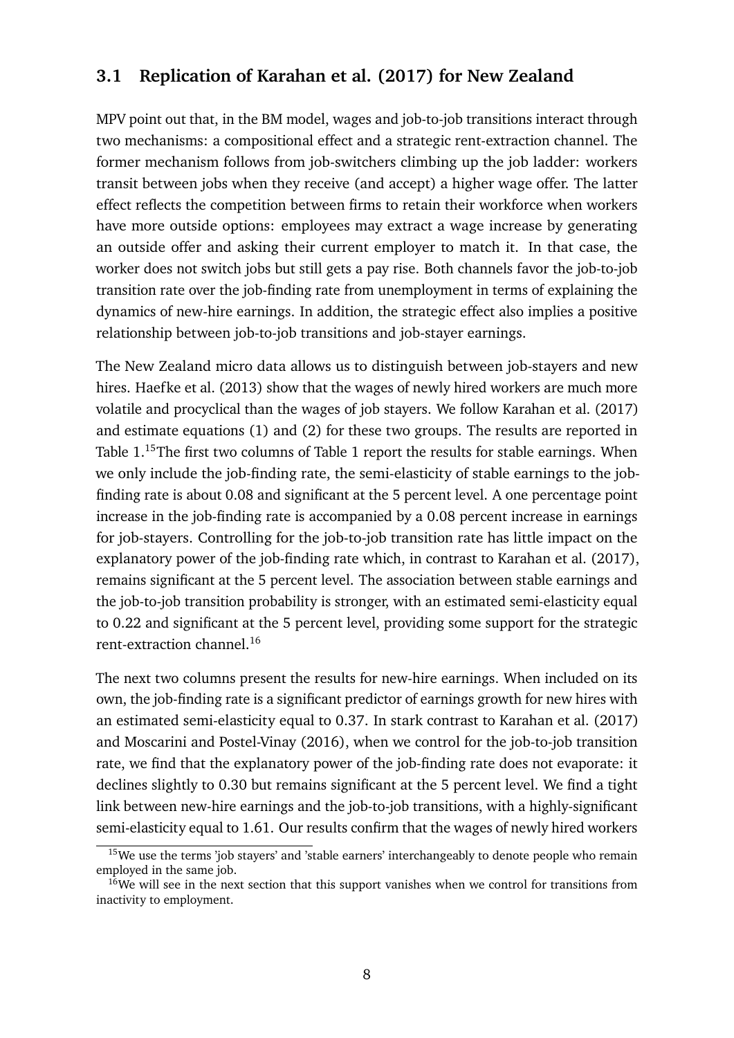## 3.1 Replication of Karahan et al. (2017) for New Zealand

MPV point out that, in the BM model, wages and job-to-job transitions interact through two mechanisms: a compositional effect and a strategic rent-extraction channel. The former mechanism follows from job-switchers climbing up the job ladder: workers transit between jobs when they receive (and accept) a higher wage offer. The latter effect reflects the competition between firms to retain their workforce when workers have more outside options: employees may extract a wage increase by generating an outside offer and asking their current employer to match it. In that case, the worker does not switch jobs but still gets a pay rise. Both channels favor the job-to-job transition rate over the job-finding rate from unemployment in terms of explaining the dynamics of new-hire earnings. In addition, the strategic effect also implies a positive relationship between job-to-job transitions and job-stayer earnings.

The New Zealand micro data allows us to distinguish between job-stayers and new hires. Haefke et al. (2013) show that the wages of newly hired workers are much more volatile and procyclical than the wages of job stayers. We follow Karahan et al. (2017) and estimate equations (1) and (2) for these two groups. The results are reported in Table 1.[15]The first two columns of Table 1 report the results for stable earnings. When we only include the job-finding rate, the semi-elasticity of stable earnings to the job-finding rate is about 0.08 and significant at the 5 percent level. A one percentage point increase in the job-finding rate is accompanied by a 0.08 percent increase in earnings for job-stayers. Controlling for the job-to-job transition rate has little impact on the explanatory power of the job-finding rate which, in contrast to Karahan et al. (2017), remains significant at the 5 percent level. The association between stable earnings and the job-to-job transition probability is stronger, with an estimated semi-elasticity equal to 0.22 and significant at the 5 percent level, providing some support for the strategic rent-extraction channel.[16]

The next two columns present the results for new-hire earnings. When included on its own, the job-finding rate is a significant predictor of earnings growth for new hires with an estimated semi-elasticity equal to 0.37. In stark contrast to Karahan et al. (2017) and Moscarini and Postel-Vinay (2016), when we control for the job-to-job transition rate, we find that the explanatory power of the job-finding rate does not evaporate: it declines slightly to 0.30 but remains significant at the 5 percent level. We find a tight link between new-hire earnings and the job-to-job transitions, with a highly-significant semi-elasticity equal to 1.61. Our results confirm that the wages of newly hired workers

[15] We use the terms 'job stayers' and 'stable earners' interchangeably to denote people who remain employed in the same job.

[16] We will see in the next section that this support vanishes when we control for transitions from inactivity to employment.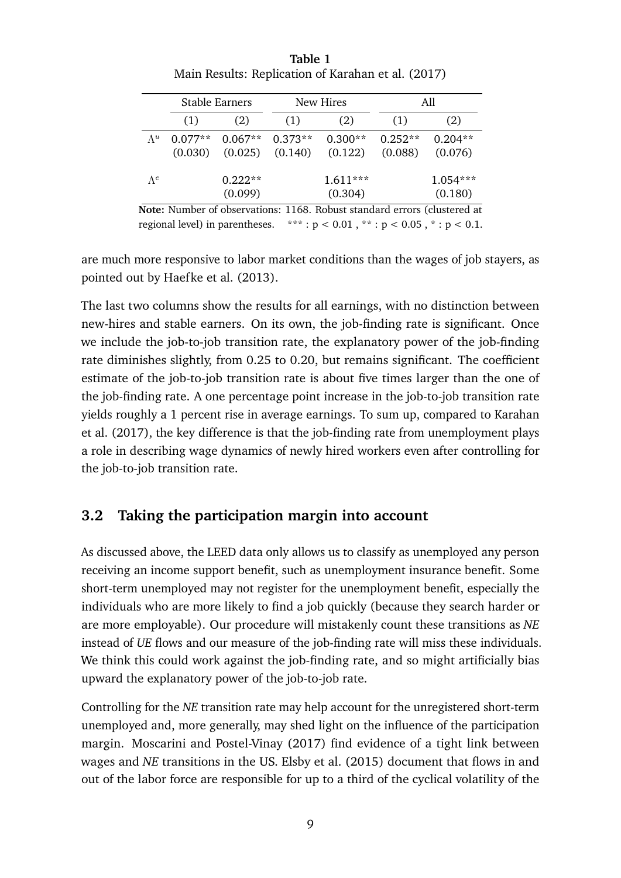**Table 1**
Main Results: Replication of Karahan et al. (2017)

| | Stable Earners | | New Hires | | All | |
|---|---|---|---|---|---|---|
| | (1) | (2) | (1) | (2) | (1) | (2) |
| $\Lambda^u$ | 0.077** | 0.067** | 0.373** | 0.300** | 0.252** | 0.204** |
| | (0.030) | (0.025) | (0.140) | (0.122) | (0.088) | (0.076) |
| $\Lambda^e$ | | 0.222** | | 1.611*** | | 1.054*** |
| | | (0.099) | | (0.304) | | (0.180) |

**Note:** Number of observations: 1168. Robust standard errors (clustered at regional level) in parentheses. *** : $p < 0.01$ , ** : $p < 0.05$ , * : $p < 0.1$.

are much more responsive to labor market conditions than the wages of job stayers, as pointed out by Haefke et al. (2013).

The last two columns show the results for all earnings, with no distinction between new-hires and stable earners. On its own, the job-finding rate is significant. Once we include the job-to-job transition rate, the explanatory power of the job-finding rate diminishes slightly, from 0.25 to 0.20, but remains significant. The coefficient estimate of the job-to-job transition rate is about five times larger than the one of the job-finding rate. A one percentage point increase in the job-to-job transition rate yields roughly a 1 percent rise in average earnings. To sum up, compared to Karahan et al. (2017), the key difference is that the job-finding rate from unemployment plays a role in describing wage dynamics of newly hired workers even after controlling for the job-to-job transition rate.

## 3.2 Taking the participation margin into account

As discussed above, the LEED data only allows us to classify as unemployed any person receiving an income support benefit, such as unemployment insurance benefit. Some short-term unemployed may not register for the unemployment benefit, especially the individuals who are more likely to find a job quickly (because they search harder or are more employable). Our procedure will mistakenly count these transitions as *NE* instead of *UE* flows and our measure of the job-finding rate will miss these individuals. We think this could work against the job-finding rate, and so might artificially bias upward the explanatory power of the job-to-job rate.

Controlling for the *NE* transition rate may help account for the unregistered short-term unemployed and, more generally, may shed light on the influence of the participation margin. Moscarini and Postel-Vinay (2017) find evidence of a tight link between wages and *NE* transitions in the US. Elsby et al. (2015) document that flows in and out of the labor force are responsible for up to a third of the cyclical volatility of the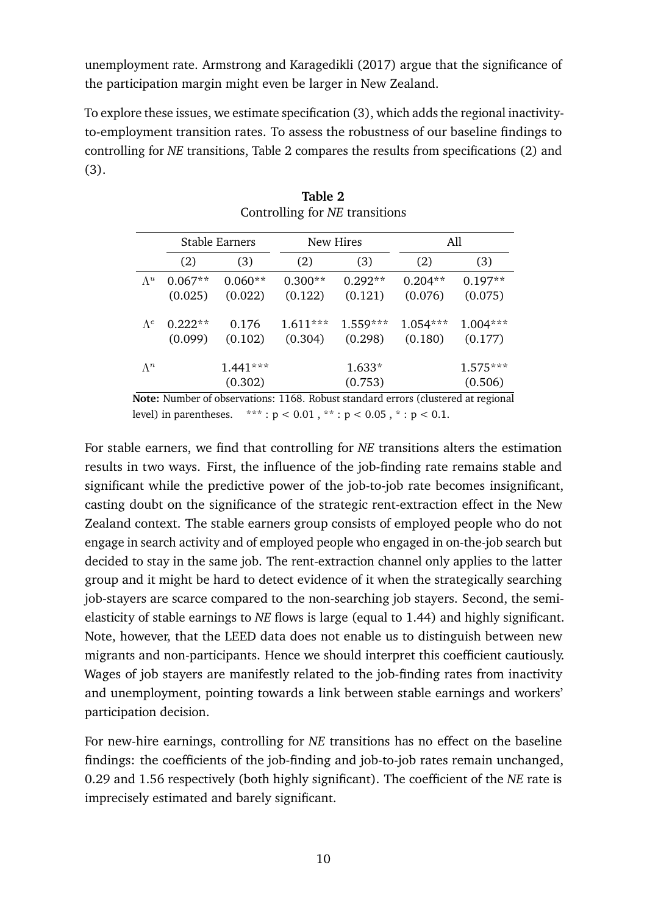unemployment rate. Armstrong and Karagedikli (2017) argue that the significance of the participation margin might even be larger in New Zealand.

To explore these issues, we estimate specification (3), which adds the regional inactivity-to-employment transition rates. To assess the robustness of our baseline findings to controlling for *NE* transitions, Table 2 compares the results from specifications (2) and (3).

**Table 2**
Controlling for *NE* transitions

| | Stable Earners | | New Hires | | All | |
|---|---|---|---|---|---|---|
| | (2) | (3) | (2) | (3) | (2) | (3) |
| $\Lambda^u$ | 0.067** | 0.060** | 0.300** | 0.292** | 0.204** | 0.197** |
| | (0.025) | (0.022) | (0.122) | (0.121) | (0.076) | (0.075) |
| $\Lambda^e$ | 0.222** | 0.176 | 1.611*** | 1.559*** | 1.054*** | 1.004*** |
| | (0.099) | (0.102) | (0.304) | (0.298) | (0.180) | (0.177) |
| $\Lambda^n$ | | 1.441*** | | 1.633* | | 1.575*** |
| | | (0.302) | | (0.753) | | (0.506) |

**Note:** Number of observations: 1168. Robust standard errors (clustered at regional level) in parentheses. *** : $p < 0.01$ , ** : $p < 0.05$ , * : $p < 0.1$.

For stable earners, we find that controlling for *NE* transitions alters the estimation results in two ways. First, the influence of the job-finding rate remains stable and significant while the predictive power of the job-to-job rate becomes insignificant, casting doubt on the significance of the strategic rent-extraction effect in the New Zealand context. The stable earners group consists of employed people who do not engage in search activity and of employed people who engaged in on-the-job search but decided to stay in the same job. The rent-extraction channel only applies to the latter group and it might be hard to detect evidence of it when the strategically searching job-stayers are scarce compared to the non-searching job stayers. Second, the semi-elasticity of stable earnings to *NE* flows is large (equal to 1.44) and highly significant. Note, however, that the LEED data does not enable us to distinguish between new migrants and non-participants. Hence we should interpret this coefficient cautiously. Wages of job stayers are manifestly related to the job-finding rates from inactivity and unemployment, pointing towards a link between stable earnings and workers' participation decision.

For new-hire earnings, controlling for *NE* transitions has no effect on the baseline findings: the coefficients of the job-finding and job-to-job rates remain unchanged, 0.29 and 1.56 respectively (both highly significant). The coefficient of the *NE* rate is imprecisely estimated and barely significant.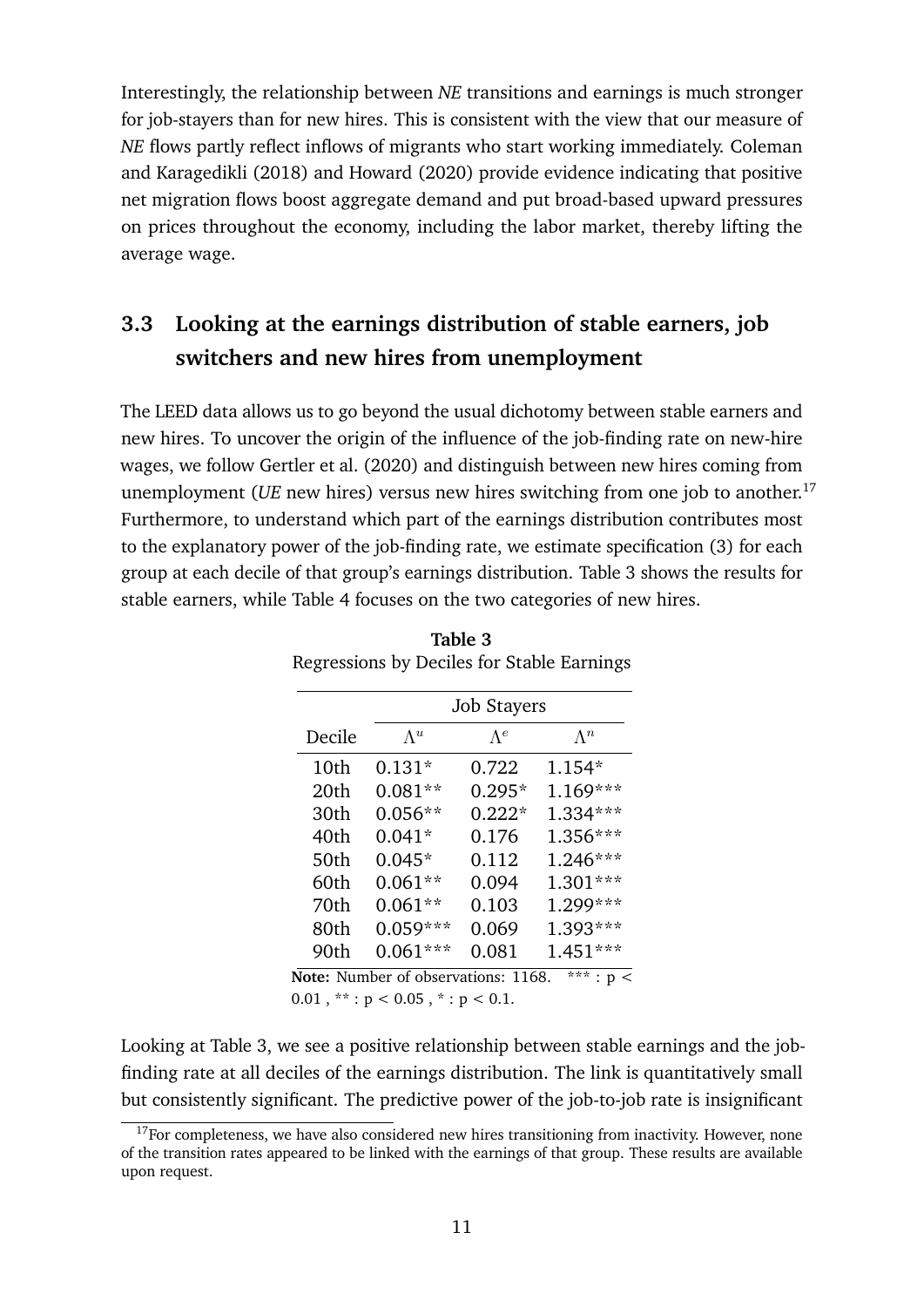Interestingly, the relationship between *NE* transitions and earnings is much stronger for job-stayers than for new hires. This is consistent with the view that our measure of *NE* flows partly reflect inflows of migrants who start working immediately. Coleman and Karagedikli (2018) and Howard (2020) provide evidence indicating that positive net migration flows boost aggregate demand and put broad-based upward pressures on prices throughout the economy, including the labor market, thereby lifting the average wage.

### 3.3 Looking at the earnings distribution of stable earners, job switchers and new hires from unemployment

The LEED data allows us to go beyond the usual dichotomy between stable earners and new hires. To uncover the origin of the influence of the job-finding rate on new-hire wages, we follow Gertler et al. (2020) and distinguish between new hires coming from unemployment (*UE* new hires) versus new hires switching from one job to another.[17] Furthermore, to understand which part of the earnings distribution contributes most to the explanatory power of the job-finding rate, we estimate specification (3) for each group at each decile of that group's earnings distribution. Table 3 shows the results for stable earners, while Table 4 focuses on the two categories of new hires.

**Table 3**
Regressions by Deciles for Stable Earnings

| | Job Stayers | | |
|---|---|---|---|
| Decile | $\Lambda^u$ | $\Lambda^e$ | $\Lambda^n$ |
| 10th | 0.131* | 0.722 | 1.154* |
| 20th | 0.081** | 0.295* | 1.169*** |
| 30th | 0.056** | 0.222* | 1.334*** |
| 40th | 0.041* | 0.176 | 1.356*** |
| 50th | 0.045* | 0.112 | 1.246*** |
| 60th | 0.061** | 0.094 | 1.301*** |
| 70th | 0.061** | 0.103 | 1.299*** |
| 80th | 0.059*** | 0.069 | 1.393*** |
| 90th | 0.061*** | 0.081 | 1.451*** |

**Note:** Number of observations: 1168. *** : $p < 0.01$ , ** : $p < 0.05$ , * : $p < 0.1$.

Looking at Table 3, we see a positive relationship between stable earnings and the job-finding rate at all deciles of the earnings distribution. The link is quantitatively small but consistently significant. The predictive power of the job-to-job rate is insignificant

[17] For completeness, we have also considered new hires transitioning from inactivity. However, none of the transition rates appeared to be linked with the earnings of that group. These results are available upon request.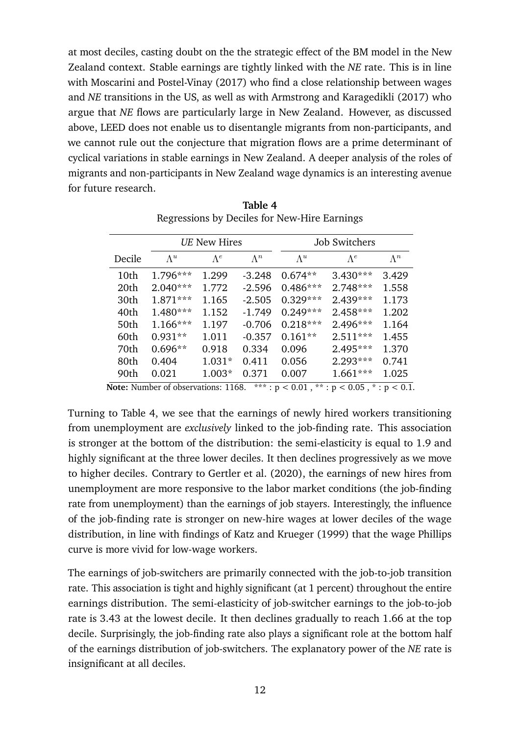at most deciles, casting doubt on the the strategic effect of the BM model in the New Zealand context. Stable earnings are tightly linked with the *NE* rate. This is in line with Moscarini and Postel-Vinay (2017) who find a close relationship between wages and *NE* transitions in the US, as well as with Armstrong and Karagedikli (2017) who argue that *NE* flows are particularly large in New Zealand. However, as discussed above, LEED does not enable us to disentangle migrants from non-participants, and we cannot rule out the conjecture that migration flows are a prime determinant of cyclical variations in stable earnings in New Zealand. A deeper analysis of the roles of migrants and non-participants in New Zealand wage dynamics is an interesting avenue for future research.

**Table 4**
Regressions by Deciles for New-Hire Earnings

| | *UE* New Hires | | | Job Switchers | | |
|---|---|---|---|---|---|---|
| Decile | $\Lambda^u$ | $\Lambda^e$ | $\Lambda^n$ | $\Lambda^u$ | $\Lambda^e$ | $\Lambda^n$ |
| 10th | 1.796*** | 1.299 | -3.248 | 0.674** | 3.430*** | 3.429 |
| 20th | 2.040*** | 1.772 | -2.596 | 0.486*** | 2.748*** | 1.558 |
| 30th | 1.871*** | 1.165 | -2.505 | 0.329*** | 2.439*** | 1.173 |
| 40th | 1.480*** | 1.152 | -1.749 | 0.249*** | 2.458*** | 1.202 |
| 50th | 1.166*** | 1.197 | -0.706 | 0.218*** | 2.496*** | 1.164 |
| 60th | 0.931** | 1.011 | -0.357 | 0.161** | 2.511*** | 1.455 |
| 70th | 0.696** | 0.918 | 0.334 | 0.096 | 2.495*** | 1.370 |
| 80th | 0.404 | 1.031* | 0.411 | 0.056 | 2.293*** | 0.741 |
| 90th | 0.021 | 1.003* | 0.371 | 0.007 | 1.661*** | 1.025 |

**Note:** Number of observations: 1168. *** : $p < 0.01$ , ** : $p < 0.05$ , * : $p < 0.1$.

Turning to Table 4, we see that the earnings of newly hired workers transitioning from unemployment are *exclusively* linked to the job-finding rate. This association is stronger at the bottom of the distribution: the semi-elasticity is equal to 1.9 and highly significant at the three lower deciles. It then declines progressively as we move to higher deciles. Contrary to Gertler et al. (2020), the earnings of new hires from unemployment are more responsive to the labor market conditions (the job-finding rate from unemployment) than the earnings of job stayers. Interestingly, the influence of the job-finding rate is stronger on new-hire wages at lower deciles of the wage distribution, in line with findings of Katz and Krueger (1999) that the wage Phillips curve is more vivid for low-wage workers.

The earnings of job-switchers are primarily connected with the job-to-job transition rate. This association is tight and highly significant (at 1 percent) throughout the entire earnings distribution. The semi-elasticity of job-switcher earnings to the job-to-job rate is 3.43 at the lowest decile. It then declines gradually to reach 1.66 at the top decile. Surprisingly, the job-finding rate also plays a significant role at the bottom half of the earnings distribution of job-switchers. The explanatory power of the *NE* rate is insignificant at all deciles.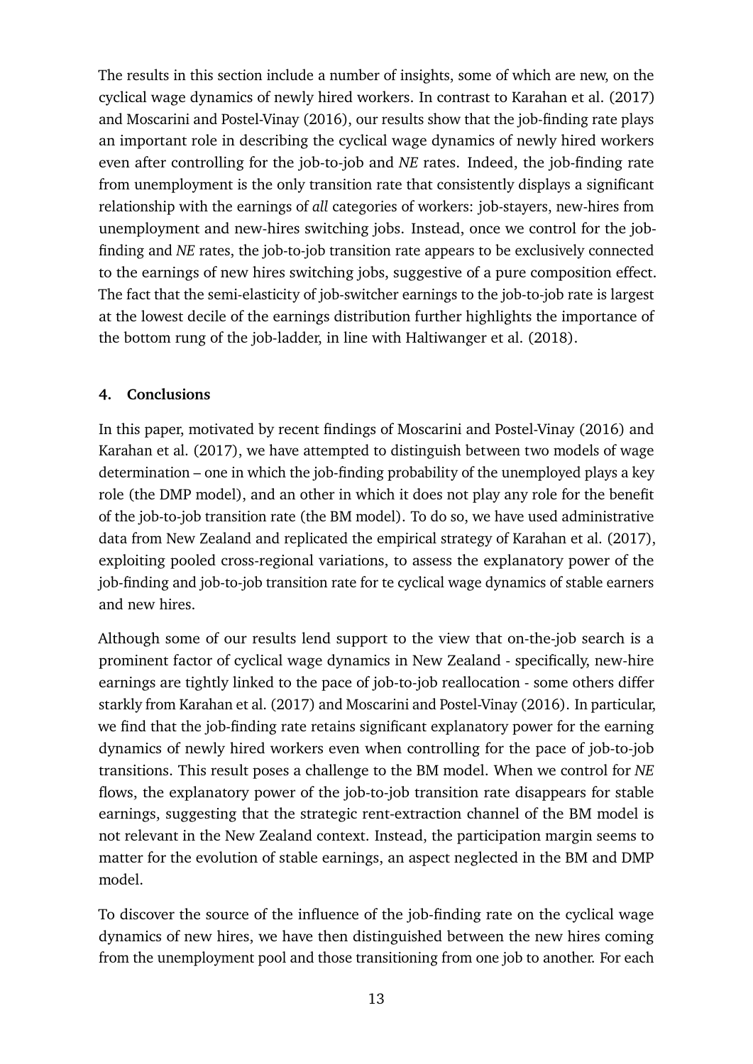The results in this section include a number of insights, some of which are new, on the cyclical wage dynamics of newly hired workers. In contrast to Karahan et al. (2017) and Moscarini and Postel-Vinay (2016), our results show that the job-finding rate plays an important role in describing the cyclical wage dynamics of newly hired workers even after controlling for the job-to-job and *NE* rates. Indeed, the job-finding rate from unemployment is the only transition rate that consistently displays a significant relationship with the earnings of *all* categories of workers: job-stayers, new-hires from unemployment and new-hires switching jobs. Instead, once we control for the job-finding and *NE* rates, the job-to-job transition rate appears to be exclusively connected to the earnings of new hires switching jobs, suggestive of a pure composition effect. The fact that the semi-elasticity of job-switcher earnings to the job-to-job rate is largest at the lowest decile of the earnings distribution further highlights the importance of the bottom rung of the job-ladder, in line with Haltiwanger et al. (2018).

## 4. Conclusions

In this paper, motivated by recent findings of Moscarini and Postel-Vinay (2016) and Karahan et al. (2017), we have attempted to distinguish between two models of wage determination – one in which the job-finding probability of the unemployed plays a key role (the DMP model), and an other in which it does not play any role for the benefit of the job-to-job transition rate (the BM model). To do so, we have used administrative data from New Zealand and replicated the empirical strategy of Karahan et al. (2017), exploiting pooled cross-regional variations, to assess the explanatory power of the job-finding and job-to-job transition rate for te cyclical wage dynamics of stable earners and new hires.

Although some of our results lend support to the view that on-the-job search is a prominent factor of cyclical wage dynamics in New Zealand - specifically, new-hire earnings are tightly linked to the pace of job-to-job reallocation - some others differ starkly from Karahan et al. (2017) and Moscarini and Postel-Vinay (2016). In particular, we find that the job-finding rate retains significant explanatory power for the earning dynamics of newly hired workers even when controlling for the pace of job-to-job transitions. This result poses a challenge to the BM model. When we control for *NE* flows, the explanatory power of the job-to-job transition rate disappears for stable earnings, suggesting that the strategic rent-extraction channel of the BM model is not relevant in the New Zealand context. Instead, the participation margin seems to matter for the evolution of stable earnings, an aspect neglected in the BM and DMP model.

To discover the source of the influence of the job-finding rate on the cyclical wage dynamics of new hires, we have then distinguished between the new hires coming from the unemployment pool and those transitioning from one job to another. For each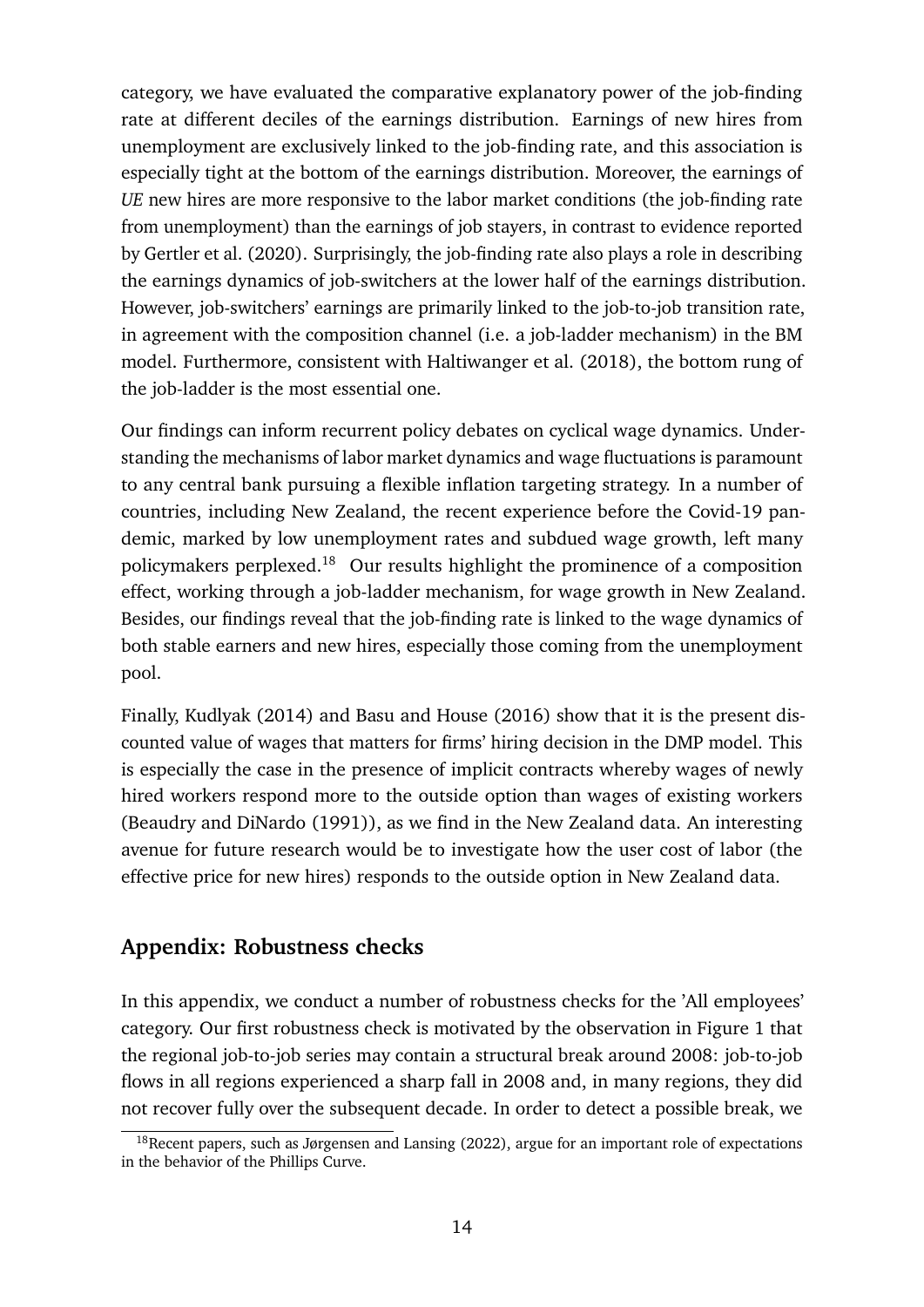category, we have evaluated the comparative explanatory power of the job-finding rate at different deciles of the earnings distribution. Earnings of new hires from unemployment are exclusively linked to the job-finding rate, and this association is especially tight at the bottom of the earnings distribution. Moreover, the earnings of *UE* new hires are more responsive to the labor market conditions (the job-finding rate from unemployment) than the earnings of job stayers, in contrast to evidence reported by Gertler et al. (2020). Surprisingly, the job-finding rate also plays a role in describing the earnings dynamics of job-switchers at the lower half of the earnings distribution. However, job-switchers' earnings are primarily linked to the job-to-job transition rate, in agreement with the composition channel (i.e. a job-ladder mechanism) in the BM model. Furthermore, consistent with Haltiwanger et al. (2018), the bottom rung of the job-ladder is the most essential one.

Our findings can inform recurrent policy debates on cyclical wage dynamics. Understanding the mechanisms of labor market dynamics and wage fluctuations is paramount to any central bank pursuing a flexible inflation targeting strategy. In a number of countries, including New Zealand, the recent experience before the Covid-19 pandemic, marked by low unemployment rates and subdued wage growth, left many policymakers perplexed.[18] Our results highlight the prominence of a composition effect, working through a job-ladder mechanism, for wage growth in New Zealand. Besides, our findings reveal that the job-finding rate is linked to the wage dynamics of both stable earners and new hires, especially those coming from the unemployment pool.

Finally, Kudlyak (2014) and Basu and House (2016) show that it is the present discounted value of wages that matters for firms' hiring decision in the DMP model. This is especially the case in the presence of implicit contracts whereby wages of newly hired workers respond more to the outside option than wages of existing workers (Beaudry and DiNardo (1991)), as we find in the New Zealand data. An interesting avenue for future research would be to investigate how the user cost of labor (the effective price for new hires) responds to the outside option in New Zealand data.

## Appendix: Robustness checks

In this appendix, we conduct a number of robustness checks for the 'All employees' category. Our first robustness check is motivated by the observation in Figure 1 that the regional job-to-job series may contain a structural break around 2008: job-to-job flows in all regions experienced a sharp fall in 2008 and, in many regions, they did not recover fully over the subsequent decade. In order to detect a possible break, we

[18] Recent papers, such as Jørgensen and Lansing (2022), argue for an important role of expectations in the behavior of the Phillips Curve.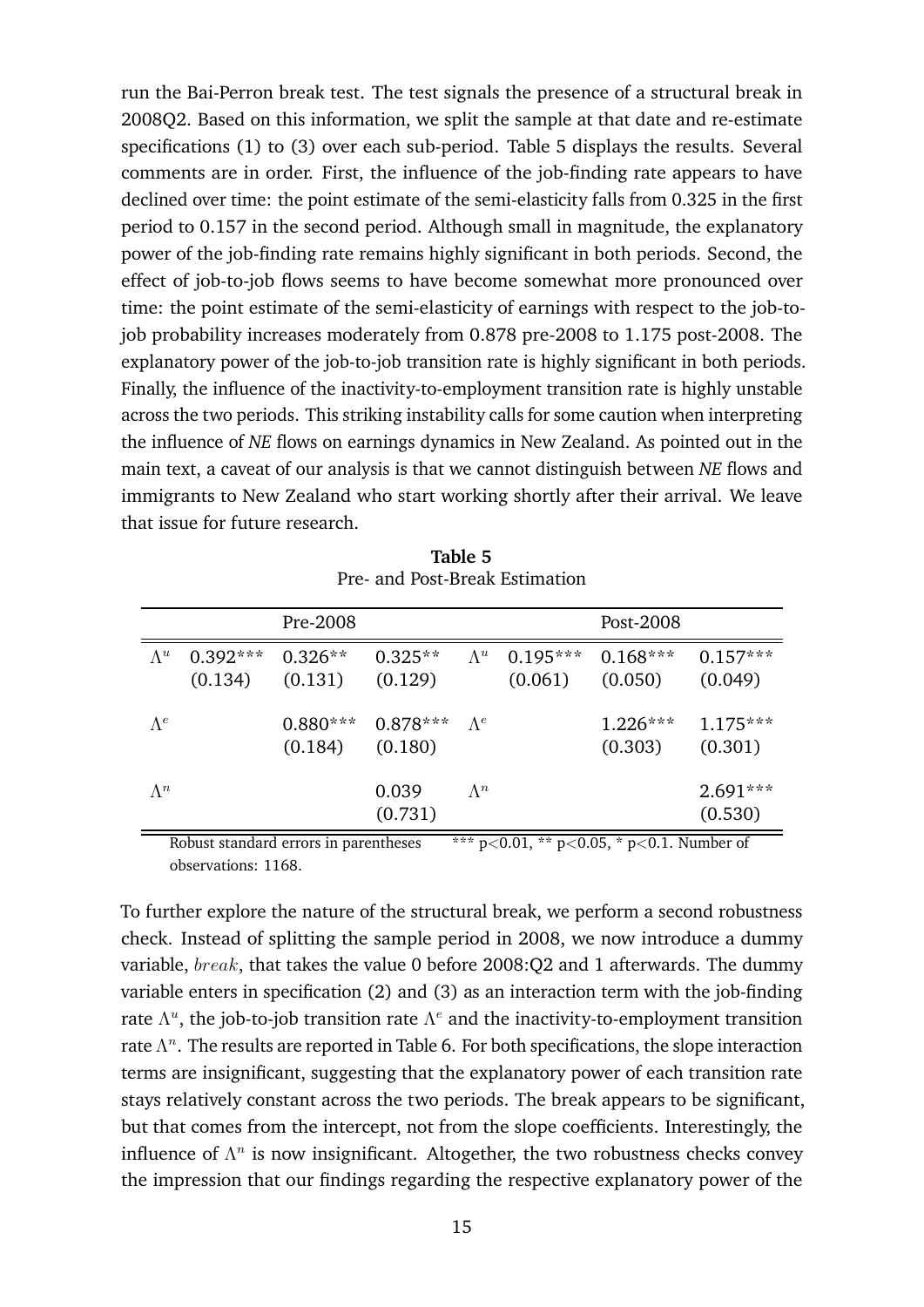run the Bai-Perron break test. The test signals the presence of a structural break in 2008Q2. Based on this information, we split the sample at that date and re-estimate specifications (1) to (3) over each sub-period. Table 5 displays the results. Several comments are in order. First, the influence of the job-finding rate appears to have declined over time: the point estimate of the semi-elasticity falls from 0.325 in the first period to 0.157 in the second period. Although small in magnitude, the explanatory power of the job-finding rate remains highly significant in both periods. Second, the effect of job-to-job flows seems to have become somewhat more pronounced over time: the point estimate of the semi-elasticity of earnings with respect to the job-to-job probability increases moderately from 0.878 pre-2008 to 1.175 post-2008. The explanatory power of the job-to-job transition rate is highly significant in both periods. Finally, the influence of the inactivity-to-employment transition rate is highly unstable across the two periods. This striking instability calls for some caution when interpreting the influence of *NE* flows on earnings dynamics in New Zealand. As pointed out in the main text, a caveat of our analysis is that we cannot distinguish between *NE* flows and immigrants to New Zealand who start working shortly after their arrival. We leave that issue for future research.

**Table 5**
Pre- and Post-Break Estimation

| | | Pre-2008 | | | | Post-2008 | |
|---|---|---|---|---|---|---|---|
| $\Lambda^u$ | 0.392*** | 0.326** | 0.325** | $\Lambda^u$ | 0.195*** | 0.168*** | 0.157*** |
| | (0.134) | (0.131) | (0.129) | | (0.061) | (0.050) | (0.049) |
| $\Lambda^e$ | | 0.880*** | 0.878*** | $\Lambda^e$ | | 1.226*** | 1.175*** |
| | | (0.184) | (0.180) | | | (0.303) | (0.301) |
| $\Lambda^n$ | | | 0.039 | $\Lambda^n$ | | | 2.691*** |
| | | | (0.731) | | | | (0.530) |

Robust standard errors in parentheses *** $p<0.01$, ** $p<0.05$, * $p<0.1$. Number of observations: 1168.

To further explore the nature of the structural break, we perform a second robustness check. Instead of splitting the sample period in 2008, we now introduce a dummy variable, $break$, that takes the value 0 before 2008:Q2 and 1 afterwards. The dummy variable enters in specification (2) and (3) as an interaction term with the job-finding rate $\Lambda^u$, the job-to-job transition rate $\Lambda^e$ and the inactivity-to-employment transition rate $\Lambda^n$. The results are reported in Table 6. For both specifications, the slope interaction terms are insignificant, suggesting that the explanatory power of each transition rate stays relatively constant across the two periods. The break appears to be significant, but that comes from the intercept, not from the slope coefficients. Interestingly, the influence of $\Lambda^n$ is now insignificant. Altogether, the two robustness checks convey the impression that our findings regarding the respective explanatory power of the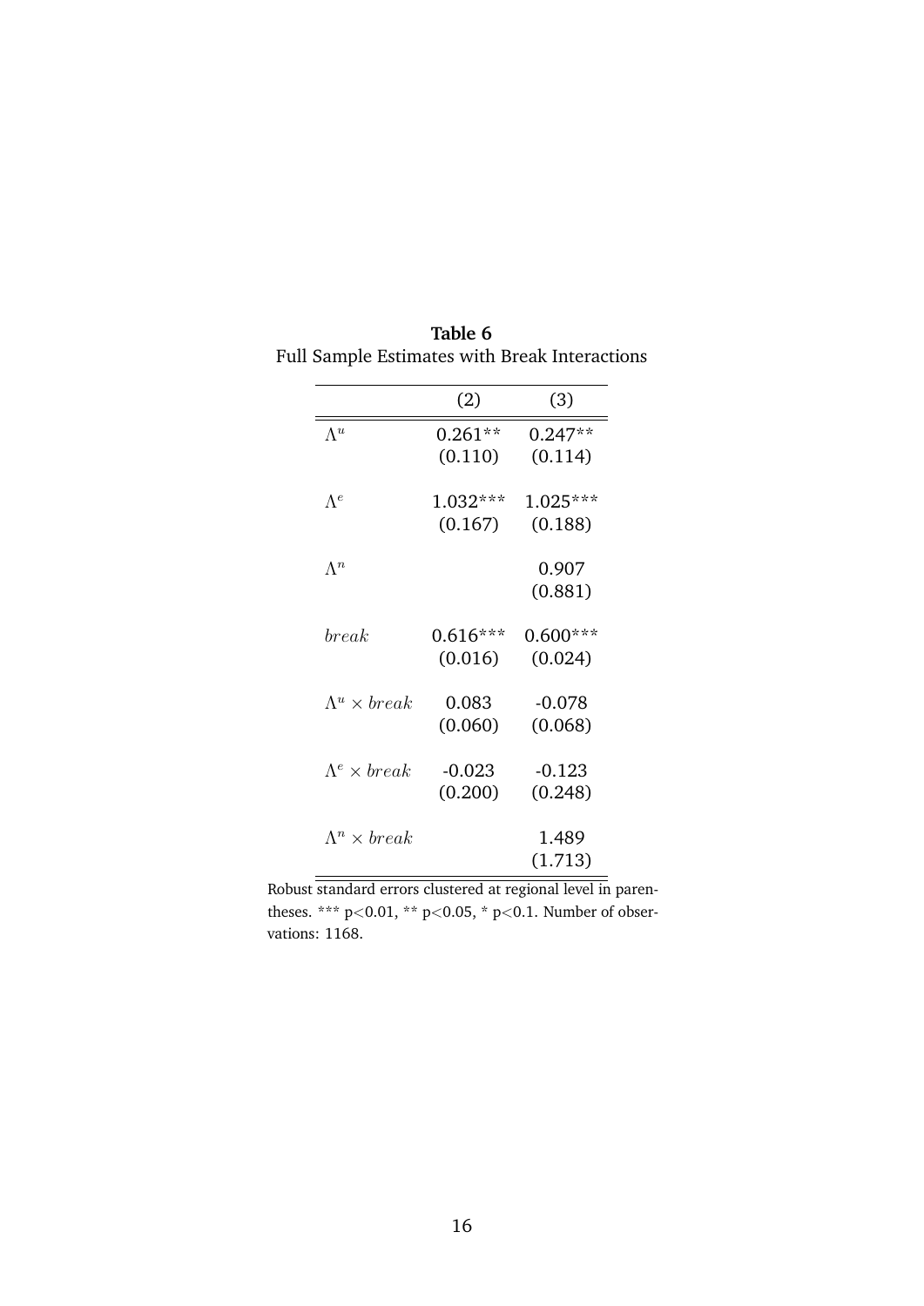**Table 6**
Full Sample Estimates with Break Interactions

| | (2) | (3) |
|---|---|---|
| $\Lambda^u$ | 0.261** | 0.247** |
| | (0.110) | (0.114) |
| $\Lambda^e$ | 1.032*** | 1.025*** |
| | (0.167) | (0.188) |
| $\Lambda^n$ | | 0.907 |
| | | (0.881) |
| $break$ | 0.616*** | 0.600*** |
| | (0.016) | (0.024) |
| $\Lambda^u \times break$ | 0.083 | -0.078 |
| | (0.060) | (0.068) |
| $\Lambda^e \times break$ | -0.023 | -0.123 |
| | (0.200) | (0.248) |
| $\Lambda^n \times break$ | | 1.489 |
| | | (1.713) |

Robust standard errors clustered at regional level in parentheses. *** p<0.01, ** p<0.05, * p<0.1. Number of observations: 1168.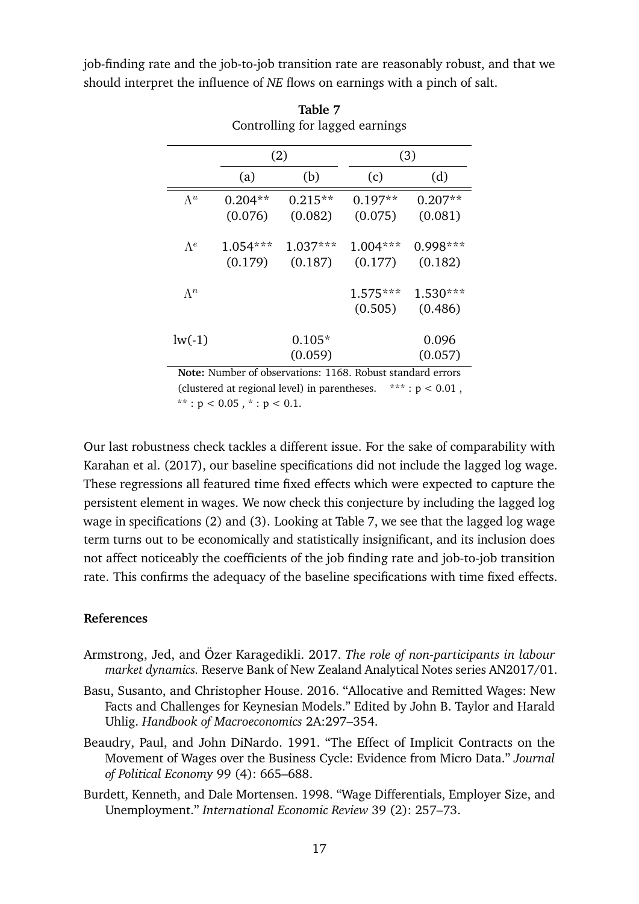job-finding rate and the job-to-job transition rate are reasonably robust, and that we should interpret the influence of *NE* flows on earnings with a pinch of salt.

**Table 7**
Controlling for lagged earnings

| | (2) | | (3) | |
|---|---|---|---|---|
| | (a) | (b) | (c) | (d) |
| $\Lambda^u$ | 0.204** | 0.215** | 0.197** | 0.207** |
| | (0.076) | (0.082) | (0.075) | (0.081) |
| $\Lambda^e$ | 1.054*** | 1.037*** | 1.004*** | 0.998*** |
| | (0.179) | (0.187) | (0.177) | (0.182) |
| $\Lambda^n$ | | | 1.575*** | 1.530*** |
| | | | (0.505) | (0.486) |
| lw(-1) | | 0.105* | | 0.096 |
| | | (0.059) | | (0.057) |

**Note:** Number of observations: 1168. Robust standard errors (clustered at regional level) in parentheses. *** : $p < 0.01$ , ** : $p < 0.05$ , * : $p < 0.1$.

Our last robustness check tackles a different issue. For the sake of comparability with Karahan et al. (2017), our baseline specifications did not include the lagged log wage. These regressions all featured time fixed effects which were expected to capture the persistent element in wages. We now check this conjecture by including the lagged log wage in specifications (2) and (3). Looking at Table 7, we see that the lagged log wage term turns out to be economically and statistically insignificant, and its inclusion does not affect noticeably the coefficients of the job finding rate and job-to-job transition rate. This confirms the adequacy of the baseline specifications with time fixed effects.

### References

Armstrong, Jed, and Özer Karagedikli. 2017. *The role of non-participants in labour market dynamics.* Reserve Bank of New Zealand Analytical Notes series AN2017/01.

Basu, Susanto, and Christopher House. 2016. "Allocative and Remitted Wages: New Facts and Challenges for Keynesian Models." Edited by John B. Taylor and Harald Uhlig. *Handbook of Macroeconomics* 2A:297–354.

Beaudry, Paul, and John DiNardo. 1991. "The Effect of Implicit Contracts on the Movement of Wages over the Business Cycle: Evidence from Micro Data." *Journal of Political Economy* 99 (4): 665–688.

Burdett, Kenneth, and Dale Mortensen. 1998. "Wage Differentials, Employer Size, and Unemployment." *International Economic Review* 39 (2): 257–73.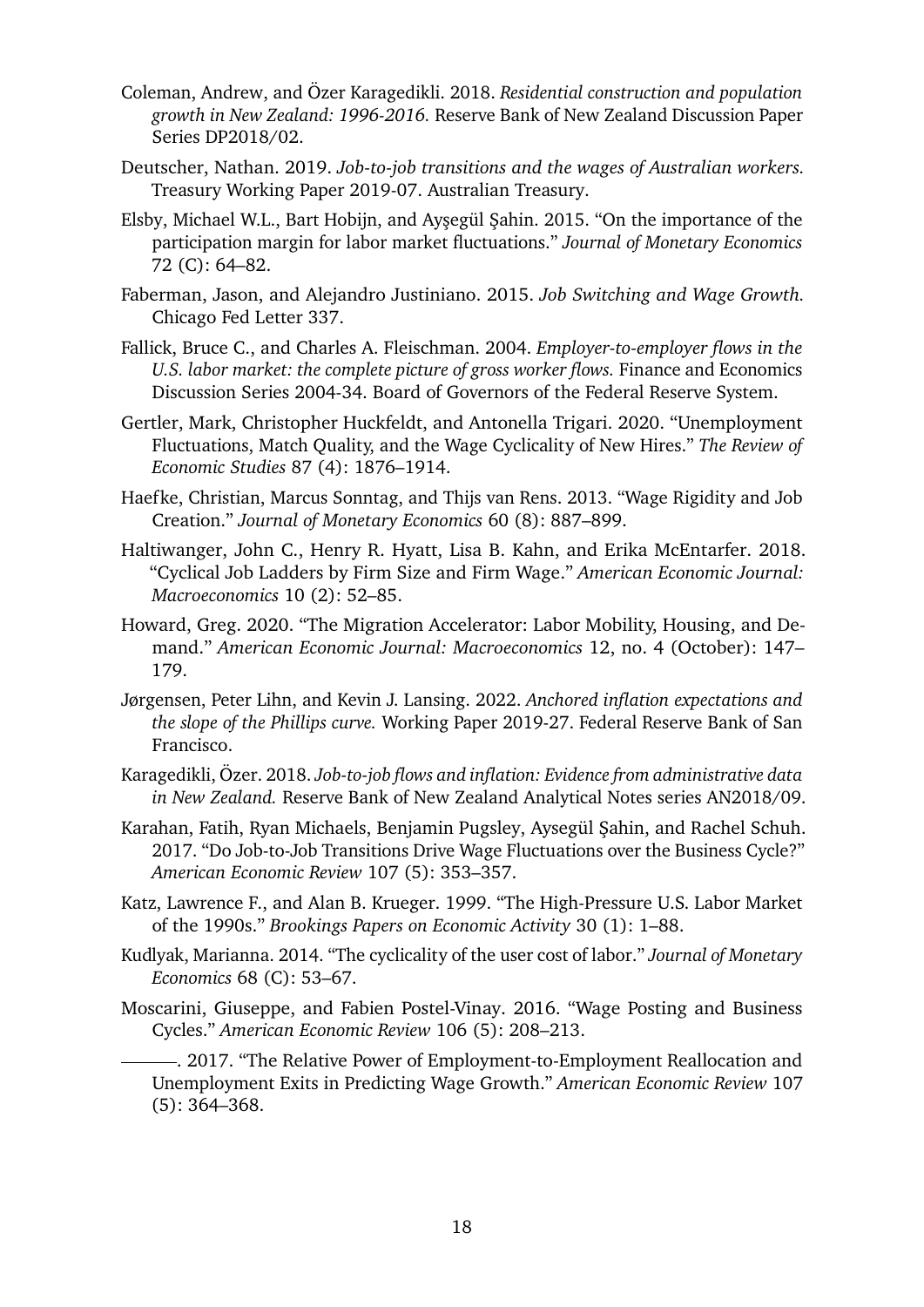Coleman, Andrew, and Özer Karagedikli. 2018. *Residential construction and population growth in New Zealand: 1996-2016.* Reserve Bank of New Zealand Discussion Paper Series DP2018/02.

Deutscher, Nathan. 2019. *Job-to-job transitions and the wages of Australian workers.* Treasury Working Paper 2019-07. Australian Treasury.

Elsby, Michael W.L., Bart Hobijn, and Ayşegül Şahin. 2015. "On the importance of the participation margin for labor market fluctuations." *Journal of Monetary Economics* 72 (C): 64–82.

Faberman, Jason, and Alejandro Justiniano. 2015. *Job Switching and Wage Growth.* Chicago Fed Letter 337.

Fallick, Bruce C., and Charles A. Fleischman. 2004. *Employer-to-employer flows in the U.S. labor market: the complete picture of gross worker flows.* Finance and Economics Discussion Series 2004-34. Board of Governors of the Federal Reserve System.

Gertler, Mark, Christopher Huckfeldt, and Antonella Trigari. 2020. "Unemployment Fluctuations, Match Quality, and the Wage Cyclicality of New Hires." *The Review of Economic Studies* 87 (4): 1876–1914.

Haefke, Christian, Marcus Sonntag, and Thijs van Rens. 2013. "Wage Rigidity and Job Creation." *Journal of Monetary Economics* 60 (8): 887–899.

Haltiwanger, John C., Henry R. Hyatt, Lisa B. Kahn, and Erika McEntarfer. 2018. "Cyclical Job Ladders by Firm Size and Firm Wage." *American Economic Journal: Macroeconomics* 10 (2): 52–85.

Howard, Greg. 2020. "The Migration Accelerator: Labor Mobility, Housing, and Demand." *American Economic Journal: Macroeconomics* 12, no. 4 (October): 147–179.

Jørgensen, Peter Lihn, and Kevin J. Lansing. 2022. *Anchored inflation expectations and the slope of the Phillips curve.* Working Paper 2019-27. Federal Reserve Bank of San Francisco.

Karagedikli, Özer. 2018. *Job-to-job flows and inflation: Evidence from administrative data in New Zealand.* Reserve Bank of New Zealand Analytical Notes series AN2018/09.

Karahan, Fatih, Ryan Michaels, Benjamin Pugsley, Aysegül Şahin, and Rachel Schuh. 2017. "Do Job-to-Job Transitions Drive Wage Fluctuations over the Business Cycle?" *American Economic Review* 107 (5): 353–357.

Katz, Lawrence F., and Alan B. Krueger. 1999. "The High-Pressure U.S. Labor Market of the 1990s." *Brookings Papers on Economic Activity* 30 (1): 1–88.

Kudlyak, Marianna. 2014. "The cyclicality of the user cost of labor." *Journal of Monetary Economics* 68 (C): 53–67.

Moscarini, Giuseppe, and Fabien Postel-Vinay. 2016. "Wage Posting and Business Cycles." *American Economic Review* 106 (5): 208–213.

———. 2017. "The Relative Power of Employment-to-Employment Reallocation and Unemployment Exits in Predicting Wage Growth." *American Economic Review* 107 (5): 364–368.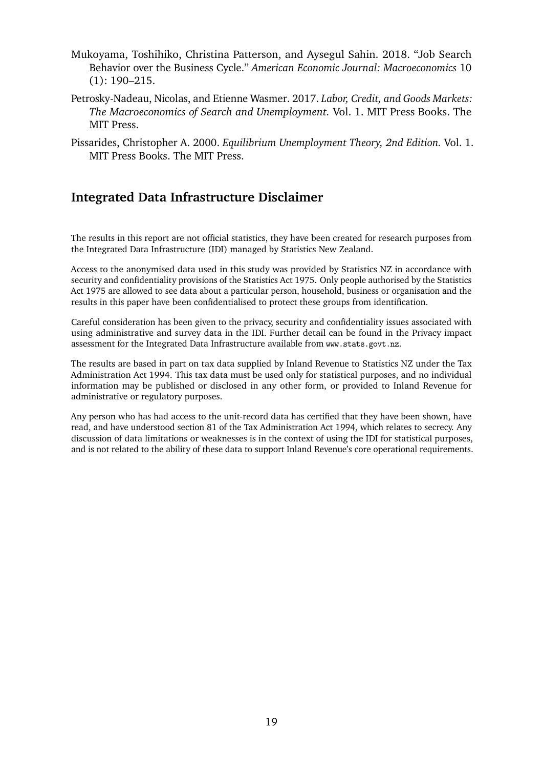Mukoyama, Toshihiko, Christina Patterson, and Aysegul Sahin. 2018. "Job Search Behavior over the Business Cycle." *American Economic Journal: Macroeconomics* 10 (1): 190–215.

Petrosky-Nadeau, Nicolas, and Etienne Wasmer. 2017. *Labor, Credit, and Goods Markets: The Macroeconomics of Search and Unemployment.* Vol. 1. MIT Press Books. The MIT Press.

Pissarides, Christopher A. 2000. *Equilibrium Unemployment Theory, 2nd Edition.* Vol. 1. MIT Press Books. The MIT Press.

## Integrated Data Infrastructure Disclaimer

The results in this report are not official statistics, they have been created for research purposes from the Integrated Data Infrastructure (IDI) managed by Statistics New Zealand.

Access to the anonymised data used in this study was provided by Statistics NZ in accordance with security and confidentiality provisions of the Statistics Act 1975. Only people authorised by the Statistics Act 1975 are allowed to see data about a particular person, household, business or organisation and the results in this paper have been confidentialised to protect these groups from identification.

Careful consideration has been given to the privacy, security and confidentiality issues associated with using administrative and survey data in the IDI. Further detail can be found in the Privacy impact assessment for the Integrated Data Infrastructure available from `www.stats.govt.nz`.

The results are based in part on tax data supplied by Inland Revenue to Statistics NZ under the Tax Administration Act 1994. This tax data must be used only for statistical purposes, and no individual information may be published or disclosed in any other form, or provided to Inland Revenue for administrative or regulatory purposes.

Any person who has had access to the unit-record data has certified that they have been shown, have read, and have understood section 81 of the Tax Administration Act 1994, which relates to secrecy. Any discussion of data limitations or weaknesses is in the context of using the IDI for statistical purposes, and is not related to the ability of these data to support Inland Revenue's core operational requirements.